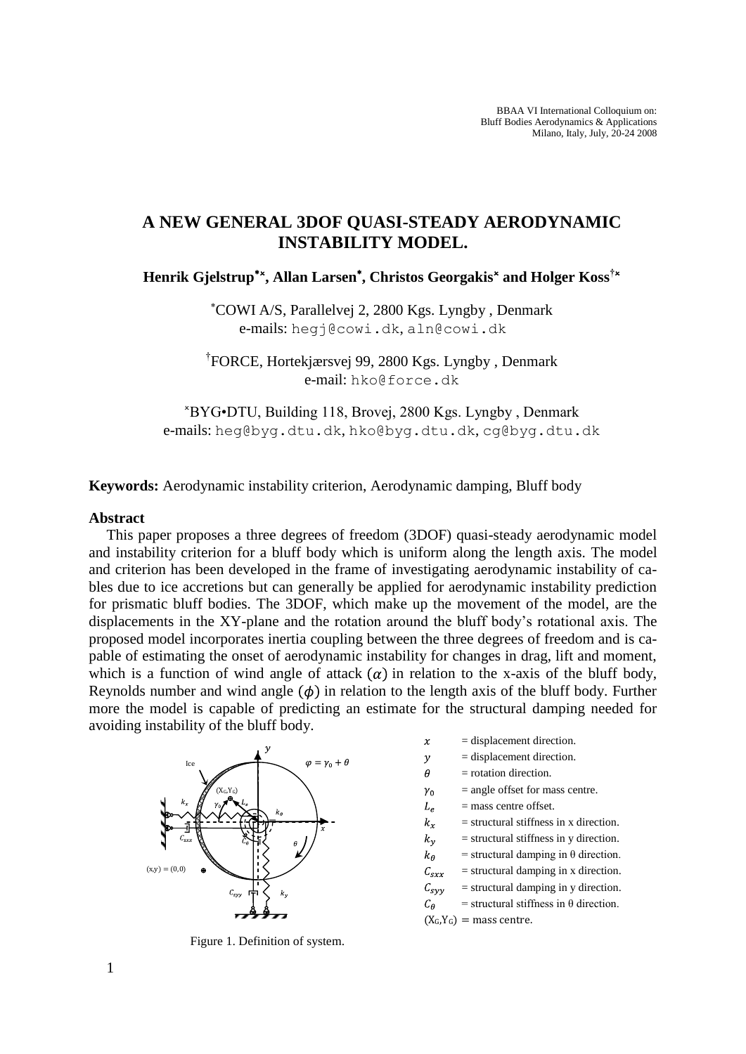BBAA VI International Colloquium on:
Bluff Bodies Aerodynamics & Applications
Milano, Italy, July, 20-24 2008

# A NEW GENERAL 3DOF QUASI-STEADY AERODYNAMIC INSTABILITY MODEL.

**Henrik Gjelstrup[*x], Allan Larsen[*], Christos Georgakis[x] and Holger Koss[†x]**

[*]COWI A/S, Parallelvej 2, 2800 Kgs. Lyngby , Denmark
e-mails: hegj@cowi.dk, aln@cowi.dk

[†]FORCE, Hortekjærsvej 99, 2800 Kgs. Lyngby , Denmark
e-mail: hko@force.dk

[x]BYG•DTU, Building 118, Brovej, 2800 Kgs. Lyngby , Denmark
e-mails: heg@byg.dtu.dk, hko@byg.dtu.dk, cg@byg.dtu.dk

**Keywords:** Aerodynamic instability criterion, Aerodynamic damping, Bluff body

## Abstract

This paper proposes a three degrees of freedom (3DOF) quasi-steady aerodynamic model and instability criterion for a bluff body which is uniform along the length axis. The model and criterion has been developed in the frame of investigating aerodynamic instability of cables due to ice accretions but can generally be applied for aerodynamic instability prediction for prismatic bluff bodies. The 3DOF, which make up the movement of the model, are the displacements in the XY-plane and the rotation around the bluff body's rotational axis. The proposed model incorporates inertia coupling between the three degrees of freedom and is capable of estimating the onset of aerodynamic instability for changes in drag, lift and moment, which is a function of wind angle of attack $(\alpha)$ in relation to the x-axis of the bluff body, Reynolds number and wind angle $(\phi)$ in relation to the length axis of the bluff body. Further more the model is capable of predicting an estimate for the structural damping needed for avoiding instability of the bluff body.

Figure 1. Definition of system.

- $x$ = displacement direction.
- $y$ = displacement direction.
- $\theta$ = rotation direction.
- $\gamma_0$ = angle offset for mass centre.
- $L_e$ = mass centre offset.
- $k_x$ = structural stiffness in x direction.
- $k_y$ = structural stiffness in y direction.
- $k_\theta$ = structural damping in θ direction.
- $C_{sxx}$ = structural damping in x direction.
- $C_{syy}$ = structural damping in y direction.
- $C_\theta$ = structural stiffness in θ direction.
- $(X_G,Y_G)$ = mass centre.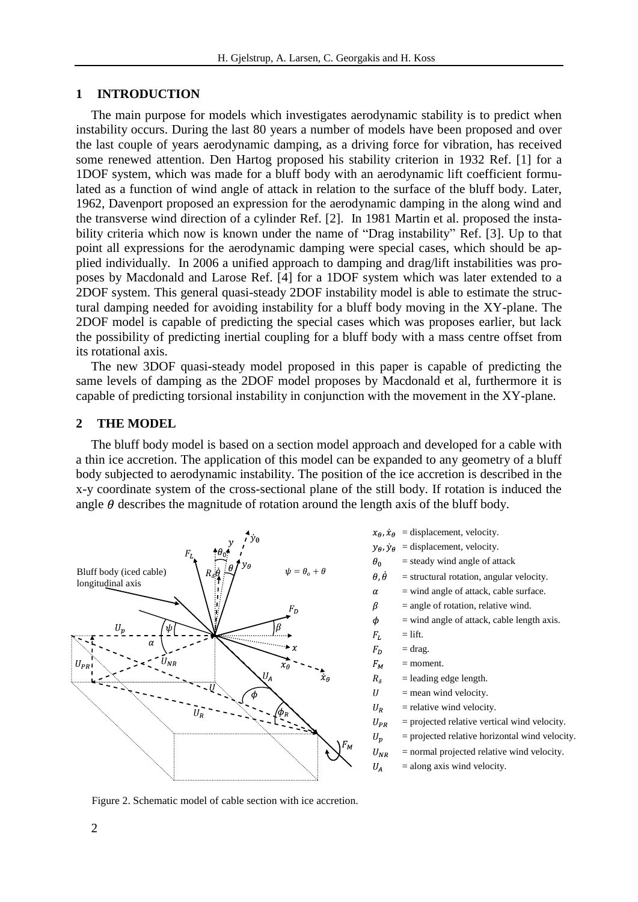## 1 INTRODUCTION

The main purpose for models which investigates aerodynamic stability is to predict when instability occurs. During the last 80 years a number of models have been proposed and over the last couple of years aerodynamic damping, as a driving force for vibration, has received some renewed attention. Den Hartog proposed his stability criterion in 1932 Ref. [1] for a 1DOF system, which was made for a bluff body with an aerodynamic lift coefficient formulated as a function of wind angle of attack in relation to the surface of the bluff body. Later, 1962, Davenport proposed an expression for the aerodynamic damping in the along wind and the transverse wind direction of a cylinder Ref. [2]. In 1981 Martin et al. proposed the instability criteria which now is known under the name of "Drag instability" Ref. [3]. Up to that point all expressions for the aerodynamic damping were special cases, which should be applied individually. In 2006 a unified approach to damping and drag/lift instabilities was proposes by Macdonald and Larose Ref. [4] for a 1DOF system which was later extended to a 2DOF system. This general quasi-steady 2DOF instability model is able to estimate the structural damping needed for avoiding instability for a bluff body moving in the XY-plane. The 2DOF model is capable of predicting the special cases which was proposes earlier, but lack the possibility of predicting inertial coupling for a bluff body with a mass centre offset from its rotational axis.

The new 3DOF quasi-steady model proposed in this paper is capable of predicting the same levels of damping as the 2DOF model proposes by Macdonald et al, furthermore it is capable of predicting torsional instability in conjunction with the movement in the XY-plane.

## 2 THE MODEL

The bluff body model is based on a section model approach and developed for a cable with a thin ice accretion. The application of this model can be expanded to any geometry of a bluff body subjected to aerodynamic instability. The position of the ice accretion is described in the x-y coordinate system of the cross-sectional plane of the still body. If rotation is induced the angle $\theta$ describes the magnitude of rotation around the length axis of the bluff body.

- $x_\theta, \dot{x}_\theta$ = displacement, velocity.
- $y_\theta, \dot{y}_\theta$ = displacement, velocity.
- $\theta_0$ = steady wind angle of attack
- $\theta, \dot{\theta}$ = structural rotation, angular velocity.
- $\alpha$ = wind angle of attack, cable surface.
- $\beta$ = angle of rotation, relative wind.
- $\phi$ = wind angle of attack, cable length axis.
- $F_L$ = lift.
- $F_D$ = drag.
- $F_M$ = moment.
- $R_\delta$ = leading edge length.
- $U$ = mean wind velocity.
- $U_R$ = relative wind velocity.
- $U_{PR}$ = projected relative vertical wind velocity.
- $U_p$ = projected relative horizontal wind velocity.
- $U_{NR}$ = normal projected relative wind velocity.
- $U_A$ = along axis wind velocity.

Figure 2. Schematic model of cable section with ice accretion.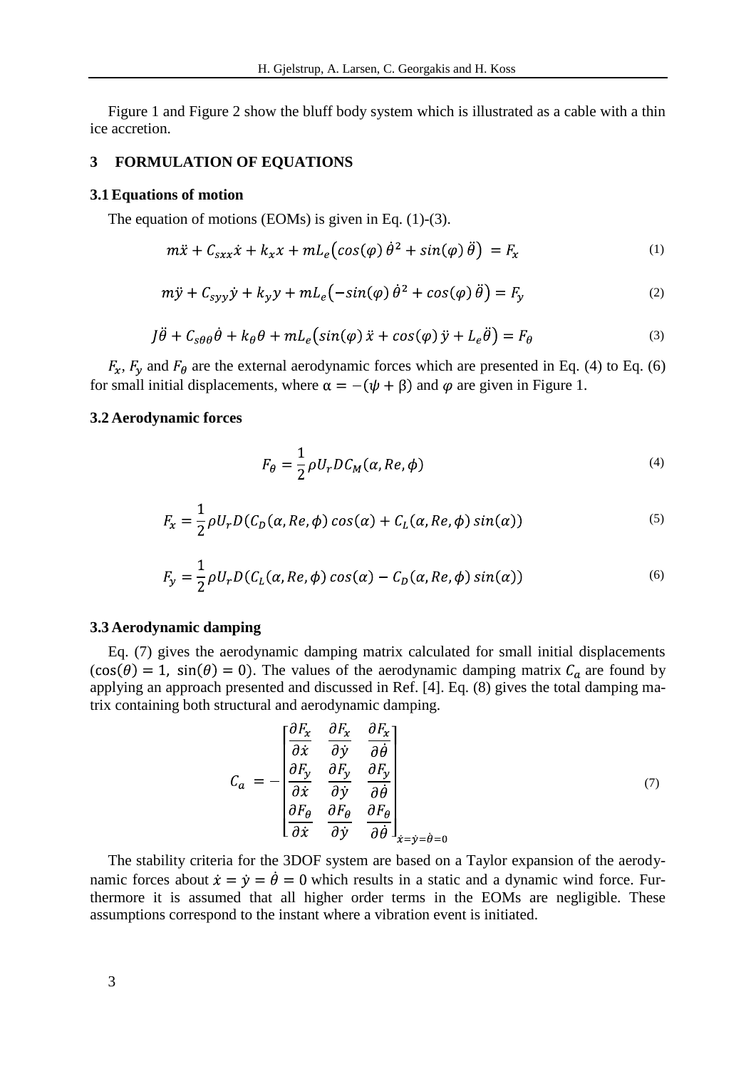Figure 1 and Figure 2 show the bluff body system which is illustrated as a cable with a thin ice accretion.

## 3 FORMULATION OF EQUATIONS

### 3.1 Equations of motion

The equation of motions (EOMs) is given in Eq. (1)-(3).

$$m\ddot{x} + C_{sxx}\dot{x} + k_x x + mL_e\left(cos(\varphi)\,\dot{\theta}^2 + sin(\varphi)\,\ddot{\theta}\right) = F_x \tag{1}$$

$$m\ddot{y} + C_{syy}\dot{y} + k_y y + mL_e\left(-sin(\varphi)\,\dot{\theta}^2 + cos(\varphi)\,\ddot{\theta}\right) = F_y \tag{2}$$

$$J\ddot{\theta} + C_{s\theta\theta}\dot{\theta} + k_\theta \theta + mL_e\left(sin(\varphi)\,\ddot{x} + cos(\varphi)\,\ddot{y} + L_e\ddot{\theta}\right) = F_\theta \tag{3}$$

$F_x$, $F_y$ and $F_\theta$ are the external aerodynamic forces which are presented in Eq. (4) to Eq. (6) for small initial displacements, where $\alpha = -(\psi + \beta)$ and $\varphi$ are given in Figure 1.

### 3.2 Aerodynamic forces

$$F_\theta = \frac{1}{2}\rho U_r D C_M(\alpha, Re, \phi) \tag{4}$$

$$F_x = \frac{1}{2}\rho U_r D(C_D(\alpha, Re, \phi)\,cos(\alpha) + C_L(\alpha, Re, \phi)\,sin(\alpha)) \tag{5}$$

$$F_y = \frac{1}{2}\rho U_r D(C_L(\alpha, Re, \phi)\,cos(\alpha) - C_D(\alpha, Re, \phi)\,sin(\alpha)) \tag{6}$$

### 3.3 Aerodynamic damping

Eq. (7) gives the aerodynamic damping matrix calculated for small initial displacements $(\cos(\theta) = 1,\ \sin(\theta) = 0)$. The values of the aerodynamic damping matrix $C_a$ are found by applying an approach presented and discussed in Ref. [4]. Eq. (8) gives the total damping matrix containing both structural and aerodynamic damping.

$$C_a = -\begin{bmatrix} \frac{\partial F_x}{\partial \dot{x}} & \frac{\partial F_x}{\partial \dot{y}} & \frac{\partial F_x}{\partial \dot{\theta}} \\ \frac{\partial F_y}{\partial \dot{x}} & \frac{\partial F_y}{\partial \dot{y}} & \frac{\partial F_y}{\partial \dot{\theta}} \\ \frac{\partial F_\theta}{\partial \dot{x}} & \frac{\partial F_\theta}{\partial \dot{y}} & \frac{\partial F_\theta}{\partial \dot{\theta}} \end{bmatrix}_{\dot{x}=\dot{y}=\dot{\theta}=0} \tag{7}$$

The stability criteria for the 3DOF system are based on a Taylor expansion of the aerodynamic forces about $\dot{x} = \dot{y} = \dot{\theta} = 0$ which results in a static and a dynamic wind force. Furthermore it is assumed that all higher order terms in the EOMs are negligible. These assumptions correspond to the instant where a vibration event is initiated.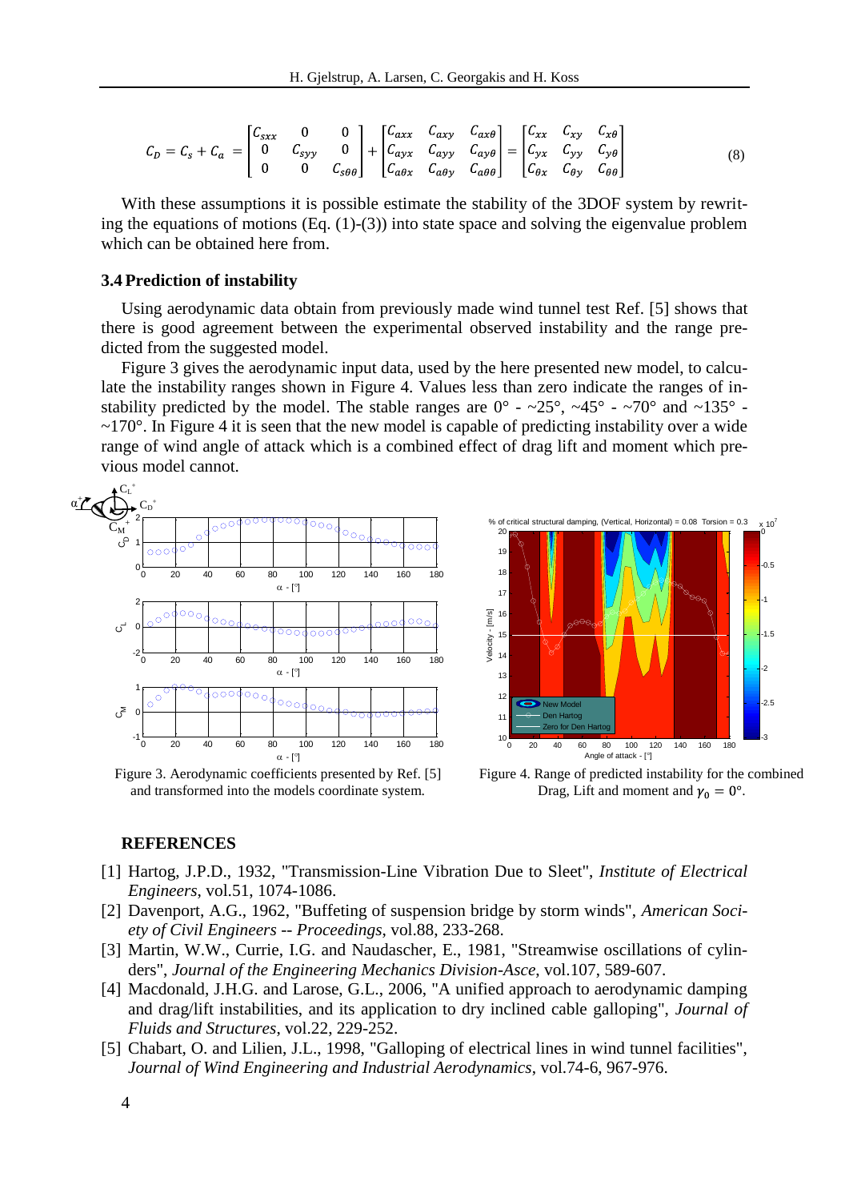$$C_D = C_s + C_a = \begin{bmatrix} C_{sxx} & 0 & 0 \\ 0 & C_{syy} & 0 \\ 0 & 0 & C_{s\theta\theta} \end{bmatrix} + \begin{bmatrix} C_{axx} & C_{axy} & C_{ax\theta} \\ C_{ayx} & C_{ayy} & C_{ay\theta} \\ C_{a\theta x} & C_{a\theta y} & C_{a\theta\theta} \end{bmatrix} = \begin{bmatrix} C_{xx} & C_{xy} & C_{x\theta} \\ C_{yx} & C_{yy} & C_{y\theta} \\ C_{\theta x} & C_{\theta y} & C_{\theta\theta} \end{bmatrix} \tag{8}$$

With these assumptions it is possible estimate the stability of the 3DOF system by rewriting the equations of motions (Eq. (1)-(3)) into state space and solving the eigenvalue problem which can be obtained here from.

## 3.4 Prediction of instability

Using aerodynamic data obtain from previously made wind tunnel test Ref. [5] shows that there is good agreement between the experimental observed instability and the range predicted from the suggested model.

Figure 3 gives the aerodynamic input data, used by the here presented new model, to calculate the instability ranges shown in Figure 4. Values less than zero indicate the ranges of instability predicted by the model. The stable ranges are 0° - ~25°, ~45° - ~70° and ~135° - ~170°. In Figure 4 it is seen that the new model is capable of predicting instability over a wide range of wind angle of attack which is a combined effect of drag lift and moment which previous model cannot.

Figure 3. Aerodynamic coefficients presented by Ref. [5] and transformed into the models coordinate system.

Figure 4. Range of predicted instability for the combined Drag, Lift and moment and $\gamma_0 = 0°$.

## REFERENCES

[1] Hartog, J.P.D., 1932, "Transmission-Line Vibration Due to Sleet", *Institute of Electrical Engineers*, vol.51, 1074-1086.

[2] Davenport, A.G., 1962, "Buffeting of suspension bridge by storm winds", *American Society of Civil Engineers -- Proceedings*, vol.88, 233-268.

[3] Martin, W.W., Currie, I.G. and Naudascher, E., 1981, "Streamwise oscillations of cylinders", *Journal of the Engineering Mechanics Division-Asce*, vol.107, 589-607.

[4] Macdonald, J.H.G. and Larose, G.L., 2006, "A unified approach to aerodynamic damping and drag/lift instabilities, and its application to dry inclined cable galloping", *Journal of Fluids and Structures*, vol.22, 229-252.

[5] Chabart, O. and Lilien, J.L., 1998, "Galloping of electrical lines in wind tunnel facilities", *Journal of Wind Engineering and Industrial Aerodynamics*, vol.74-6, 967-976.